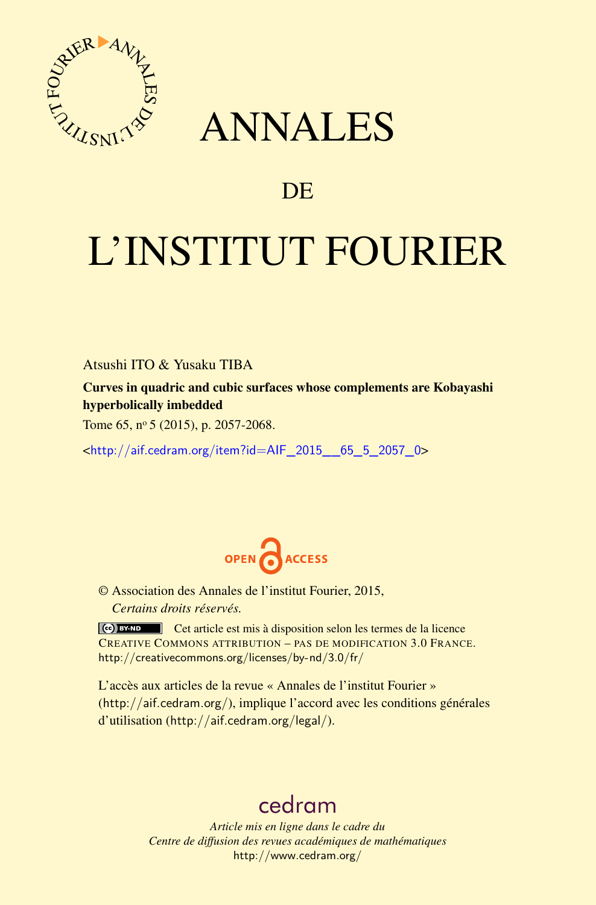# ANNALES

## DE

# L'INSTITUT FOURIER

Atsushi ITO & Yusaku TIBA

**Curves in quadric and cubic surfaces whose complements are Kobayashi hyperbolically imbedded**

Tome 65, n^o 5 (2015), p. 2057-2068.

<http://aif.cedram.org/item?id=AIF_2015__65_5_2057_0>

OPEN ACCESS

© Association des Annales de l'institut Fourier, 2015,
*Certains droits réservés.*

Cet article est mis à disposition selon les termes de la licence CREATIVE COMMONS ATTRIBUTION – PAS DE MODIFICATION 3.0 FRANCE.
http://creativecommons.org/licenses/by-nd/3.0/fr/

L'accès aux articles de la revue « Annales de l'institut Fourier » (http://aif.cedram.org/), implique l'accord avec les conditions générales d'utilisation (http://aif.cedram.org/legal/).

cedram

*Article mis en ligne dans le cadre du*
*Centre de diffusion des revues académiques de mathématiques*
http://www.cedram.org/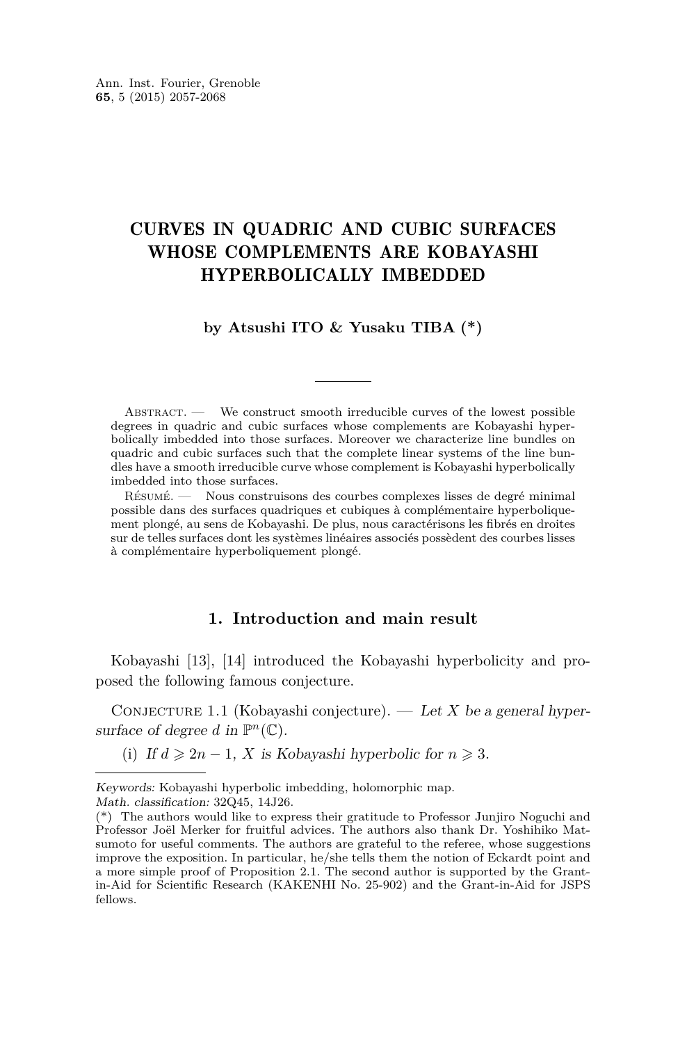# CURVES IN QUADRIC AND CUBIC SURFACES WHOSE COMPLEMENTS ARE KOBAYASHI HYPERBOLICALLY IMBEDDED

**by Atsushi ITO & Yusaku TIBA (\*)**

Abstract. — We construct smooth irreducible curves of the lowest possible degrees in quadric and cubic surfaces whose complements are Kobayashi hyperbolically imbedded into those surfaces. Moreover we characterize line bundles on quadric and cubic surfaces such that the complete linear systems of the line bundles have a smooth irreducible curve whose complement is Kobayashi hyperbolically imbedded into those surfaces.

Résumé. — Nous construisons des courbes complexes lisses de degré minimal possible dans des surfaces quadriques et cubiques à complémentaire hyperboliquement plongé, au sens de Kobayashi. De plus, nous caractérisons les fibrés en droites sur de telles surfaces dont les systèmes linéaires associés possèdent des courbes lisses à complémentaire hyperboliquement plongé.

## 1. Introduction and main result

Kobayashi [13], [14] introduced the Kobayashi hyperbolicity and proposed the following famous conjecture.

Conjecture 1.1 (Kobayashi conjecture). — *Let $X$ be a general hypersurface of degree $d$ in $\mathbb{P}^n(\mathbb{C})$.*

(i) *If $d \geqslant 2n-1$, $X$ is Kobayashi hyperbolic for $n \geqslant 3$.*

---

*Keywords:* Kobayashi hyperbolic imbedding, holomorphic map.
*Math. classification:* 32Q45, 14J26.
(\*) The authors would like to express their gratitude to Professor Junjiro Noguchi and Professor Joël Merker for fruitful advices. The authors also thank Dr. Yoshihiko Matsumoto for useful comments. The authors are grateful to the referee, whose suggestions improve the exposition. In particular, he/she tells them the notion of Eckardt point and a more simple proof of Proposition 2.1. The second author is supported by the Grant-in-Aid for Scientific Research (KAKENHI No. 25-902) and the Grant-in-Aid for JSPS fellows.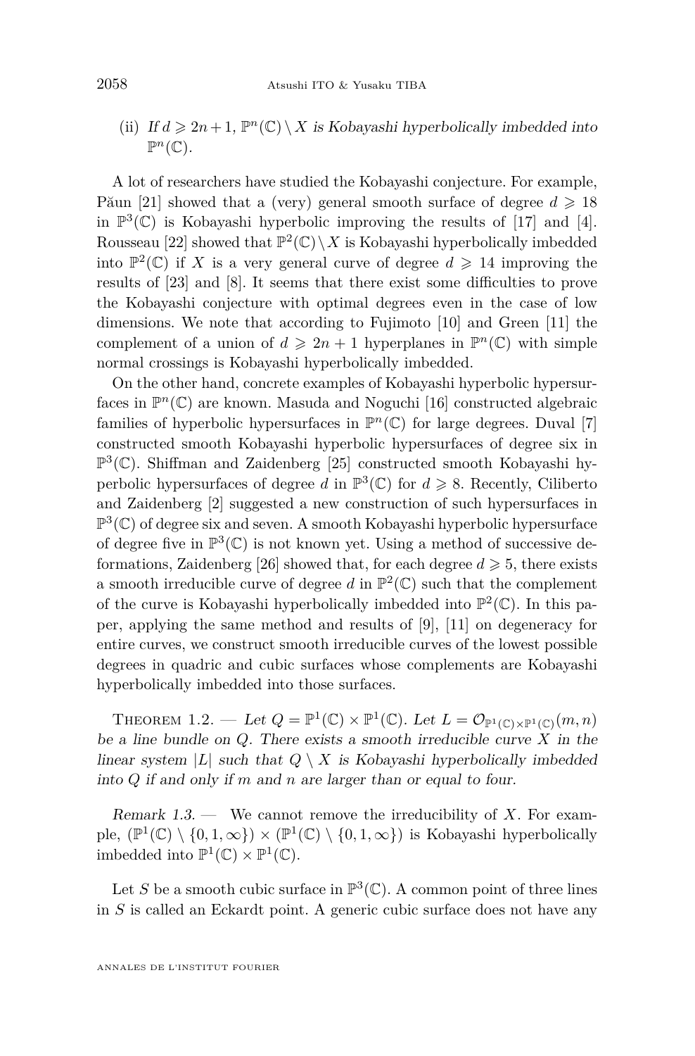(ii) *If $d \geqslant 2n+1$, $\mathbb{P}^n(\mathbb{C}) \setminus X$ is Kobayashi hyperbolically imbedded into $\mathbb{P}^n(\mathbb{C})$.*

A lot of researchers have studied the Kobayashi conjecture. For example, Păun [21] showed that a (very) general smooth surface of degree $d \geqslant 18$ in $\mathbb{P}^3(\mathbb{C})$ is Kobayashi hyperbolic improving the results of [17] and [4]. Rousseau [22] showed that $\mathbb{P}^2(\mathbb{C}) \setminus X$ is Kobayashi hyperbolically imbedded into $\mathbb{P}^2(\mathbb{C})$ if $X$ is a very general curve of degree $d \geqslant 14$ improving the results of [23] and [8]. It seems that there exist some difficulties to prove the Kobayashi conjecture with optimal degrees even in the case of low dimensions. We note that according to Fujimoto [10] and Green [11] the complement of a union of $d \geqslant 2n+1$ hyperplanes in $\mathbb{P}^n(\mathbb{C})$ with simple normal crossings is Kobayashi hyperbolically imbedded.

On the other hand, concrete examples of Kobayashi hyperbolic hypersurfaces in $\mathbb{P}^n(\mathbb{C})$ are known. Masuda and Noguchi [16] constructed algebraic families of hyperbolic hypersurfaces in $\mathbb{P}^n(\mathbb{C})$ for large degrees. Duval [7] constructed smooth Kobayashi hyperbolic hypersurfaces of degree six in $\mathbb{P}^3(\mathbb{C})$. Shiffman and Zaidenberg [25] constructed smooth Kobayashi hyperbolic hypersurfaces of degree $d$ in $\mathbb{P}^3(\mathbb{C})$ for $d \geqslant 8$. Recently, Ciliberto and Zaidenberg [2] suggested a new construction of such hypersurfaces in $\mathbb{P}^3(\mathbb{C})$ of degree six and seven. A smooth Kobayashi hyperbolic hypersurface of degree five in $\mathbb{P}^3(\mathbb{C})$ is not known yet. Using a method of successive deformations, Zaidenberg [26] showed that, for each degree $d \geqslant 5$, there exists a smooth irreducible curve of degree $d$ in $\mathbb{P}^2(\mathbb{C})$ such that the complement of the curve is Kobayashi hyperbolically imbedded into $\mathbb{P}^2(\mathbb{C})$. In this paper, applying the same method and results of [9], [11] on degeneracy for entire curves, we construct smooth irreducible curves of the lowest possible degrees in quadric and cubic surfaces whose complements are Kobayashi hyperbolically imbedded into those surfaces.

Theorem 1.2. — *Let $Q = \mathbb{P}^1(\mathbb{C}) \times \mathbb{P}^1(\mathbb{C})$. Let $L = \mathcal{O}_{\mathbb{P}^1(\mathbb{C}) \times \mathbb{P}^1(\mathbb{C})}(m,n)$ be a line bundle on $Q$. There exists a smooth irreducible curve $X$ in the linear system $|L|$ such that $Q \setminus X$ is Kobayashi hyperbolically imbedded into $Q$ if and only if $m$ and $n$ are larger than or equal to four.*

*Remark 1.3.* — We cannot remove the irreducibility of $X$. For example, $(\mathbb{P}^1(\mathbb{C}) \setminus \{0,1,\infty\}) \times (\mathbb{P}^1(\mathbb{C}) \setminus \{0,1,\infty\})$ is Kobayashi hyperbolically imbedded into $\mathbb{P}^1(\mathbb{C}) \times \mathbb{P}^1(\mathbb{C})$.

Let $S$ be a smooth cubic surface in $\mathbb{P}^3(\mathbb{C})$. A common point of three lines in $S$ is called an Eckardt point. A generic cubic surface does not have any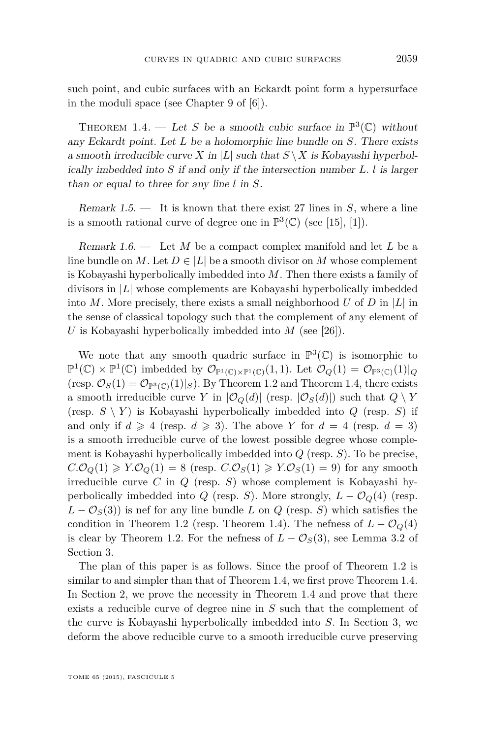such point, and cubic surfaces with an Eckardt point form a hypersurface in the moduli space (see Chapter 9 of [6]).

Theorem 1.4. — *Let $S$ be a smooth cubic surface in $\mathbb{P}^3(\mathbb{C})$ without any Eckardt point. Let $L$ be a holomorphic line bundle on $S$. There exists a smooth irreducible curve $X$ in $|L|$ such that $S \setminus X$ is Kobayashi hyperbolically imbedded into $S$ if and only if the intersection number $L.\, l$ is larger than or equal to three for any line $l$ in $S$.*

*Remark 1.5.* — It is known that there exist 27 lines in $S$, where a line is a smooth rational curve of degree one in $\mathbb{P}^3(\mathbb{C})$ (see [15], [1]).

*Remark 1.6.* — Let $M$ be a compact complex manifold and let $L$ be a line bundle on $M$. Let $D \in |L|$ be a smooth divisor on $M$ whose complement is Kobayashi hyperbolically imbedded into $M$. Then there exists a family of divisors in $|L|$ whose complements are Kobayashi hyperbolically imbedded into $M$. More precisely, there exists a small neighborhood $U$ of $D$ in $|L|$ in the sense of classical topology such that the complement of any element of $U$ is Kobayashi hyperbolically imbedded into $M$ (see [26]).

We note that any smooth quadric surface in $\mathbb{P}^3(\mathbb{C})$ is isomorphic to $\mathbb{P}^1(\mathbb{C}) \times \mathbb{P}^1(\mathbb{C})$ imbedded by $\mathcal{O}_{\mathbb{P}^1(\mathbb{C})\times\mathbb{P}^1(\mathbb{C})}(1,1)$. Let $\mathcal{O}_Q(1) = \mathcal{O}_{\mathbb{P}^3(\mathbb{C})}(1)|_Q$ (resp. $\mathcal{O}_S(1) = \mathcal{O}_{\mathbb{P}^3(\mathbb{C})}(1)|_S$). By Theorem 1.2 and Theorem 1.4, there exists a smooth irreducible curve $Y$ in $|\mathcal{O}_Q(d)|$ (resp. $|\mathcal{O}_S(d)|$) such that $Q \setminus Y$ (resp. $S \setminus Y$) is Kobayashi hyperbolically imbedded into $Q$ (resp. $S$) if and only if $d \geqslant 4$ (resp. $d \geqslant 3$). The above $Y$ for $d = 4$ (resp. $d = 3$) is a smooth irreducible curve of the lowest possible degree whose complement is Kobayashi hyperbolically imbedded into $Q$ (resp. $S$). To be precise, $C.\mathcal{O}_Q(1) \geqslant Y.\mathcal{O}_Q(1) = 8$ (resp. $C.\mathcal{O}_S(1) \geqslant Y.\mathcal{O}_S(1) = 9$) for any smooth irreducible curve $C$ in $Q$ (resp. $S$) whose complement is Kobayashi hyperbolically imbedded into $Q$ (resp. $S$). More strongly, $L - \mathcal{O}_Q(4)$ (resp. $L - \mathcal{O}_S(3)$) is nef for any line bundle $L$ on $Q$ (resp. $S$) which satisfies the condition in Theorem 1.2 (resp. Theorem 1.4). The nefness of $L - \mathcal{O}_Q(4)$ is clear by Theorem 1.2. For the nefness of $L - \mathcal{O}_S(3)$, see Lemma 3.2 of Section 3.

The plan of this paper is as follows. Since the proof of Theorem 1.2 is similar to and simpler than that of Theorem 1.4, we first prove Theorem 1.4. In Section 2, we prove the necessity in Theorem 1.4 and prove that there exists a reducible curve of degree nine in $S$ such that the complement of the curve is Kobayashi hyperbolically imbedded into $S$. In Section 3, we deform the above reducible curve to a smooth irreducible curve preserving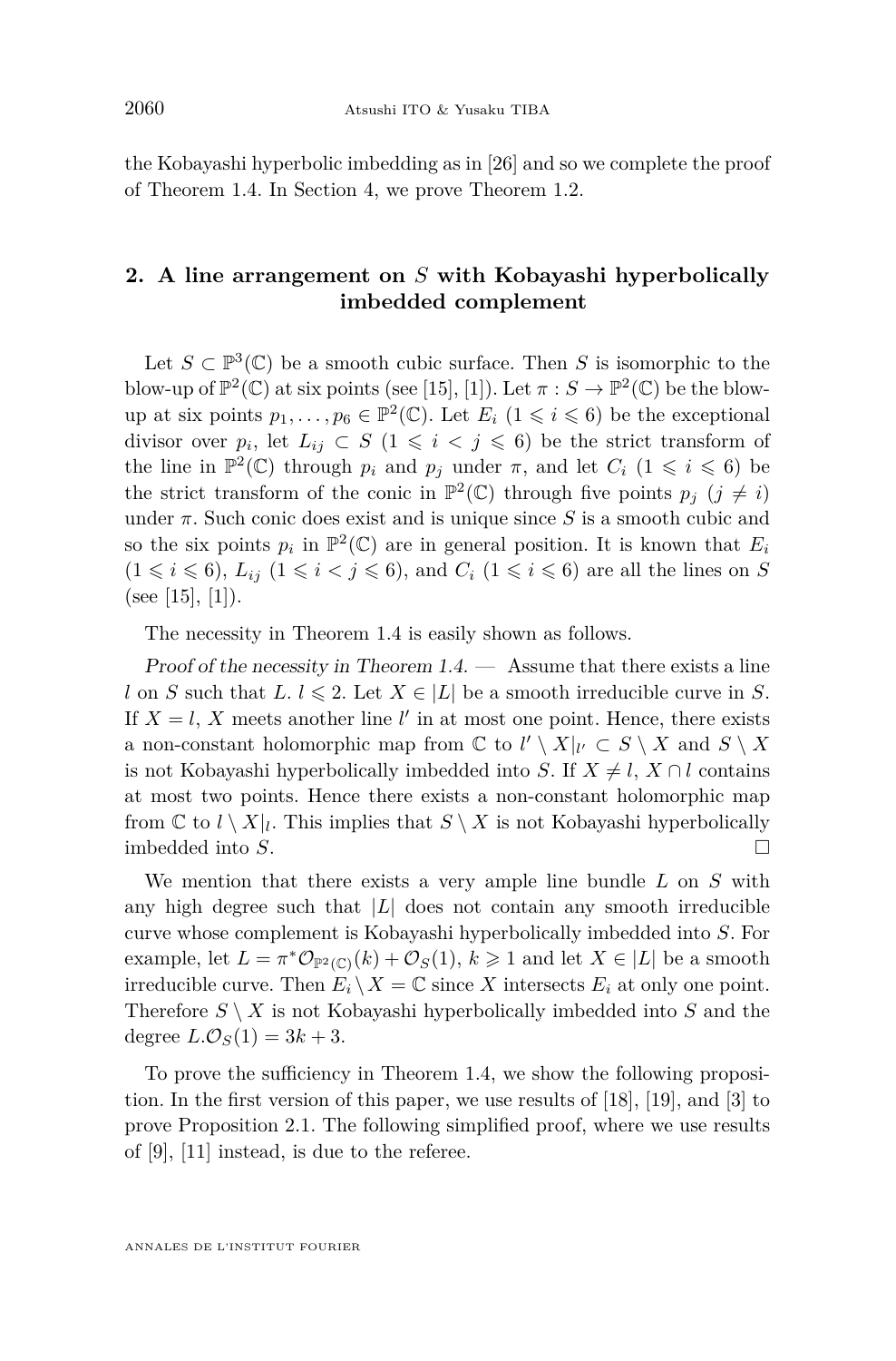the Kobayashi hyperbolic imbedding as in [26] and so we complete the proof of Theorem 1.4. In Section 4, we prove Theorem 1.2.

## 2. A line arrangement on $S$ with Kobayashi hyperbolically imbedded complement

Let $S \subset \mathbb{P}^3(\mathbb{C})$ be a smooth cubic surface. Then $S$ is isomorphic to the blow-up of $\mathbb{P}^2(\mathbb{C})$ at six points (see [15], [1]). Let $\pi : S \to \mathbb{P}^2(\mathbb{C})$ be the blow-up at six points $p_1, \dots, p_6 \in \mathbb{P}^2(\mathbb{C})$. Let $E_i$ $(1 \leqslant i \leqslant 6)$ be the exceptional divisor over $p_i$, let $L_{ij} \subset S$ $(1 \leqslant i < j \leqslant 6)$ be the strict transform of the line in $\mathbb{P}^2(\mathbb{C})$ through $p_i$ and $p_j$ under $\pi$, and let $C_i$ $(1 \leqslant i \leqslant 6)$ be the strict transform of the conic in $\mathbb{P}^2(\mathbb{C})$ through five points $p_j$ $(j \neq i)$ under $\pi$. Such conic does exist and is unique since $S$ is a smooth cubic and so the six points $p_i$ in $\mathbb{P}^2(\mathbb{C})$ are in general position. It is known that $E_i$ $(1 \leqslant i \leqslant 6)$, $L_{ij}$ $(1 \leqslant i < j \leqslant 6)$, and $C_i$ $(1 \leqslant i \leqslant 6)$ are all the lines on $S$ (see [15], [1]).

The necessity in Theorem 1.4 is easily shown as follows.

*Proof of the necessity in Theorem 1.4.* — Assume that there exists a line $l$ on $S$ such that $L.\, l \leqslant 2$. Let $X \in |L|$ be a smooth irreducible curve in $S$. If $X = l$, $X$ meets another line $l'$ in at most one point. Hence, there exists a non-constant holomorphic map from $\mathbb{C}$ to $l' \setminus X|_{l'} \subset S \setminus X$ and $S \setminus X$ is not Kobayashi hyperbolically imbedded into $S$. If $X \neq l$, $X \cap l$ contains at most two points. Hence there exists a non-constant holomorphic map from $\mathbb{C}$ to $l \setminus X|_l$. This implies that $S \setminus X$ is not Kobayashi hyperbolically imbedded into $S$. $\square$

We mention that there exists a very ample line bundle $L$ on $S$ with any high degree such that $|L|$ does not contain any smooth irreducible curve whose complement is Kobayashi hyperbolically imbedded into $S$. For example, let $L = \pi^*\mathcal{O}_{\mathbb{P}^2(\mathbb{C})}(k) + \mathcal{O}_S(1)$, $k \geqslant 1$ and let $X \in |L|$ be a smooth irreducible curve. Then $E_i \setminus X = \mathbb{C}$ since $X$ intersects $E_i$ at only one point. Therefore $S \setminus X$ is not Kobayashi hyperbolically imbedded into $S$ and the degree $L.\mathcal{O}_S(1) = 3k + 3$.

To prove the sufficiency in Theorem 1.4, we show the following proposition. In the first version of this paper, we use results of [18], [19], and [3] to prove Proposition 2.1. The following simplified proof, where we use results of [9], [11] instead, is due to the referee.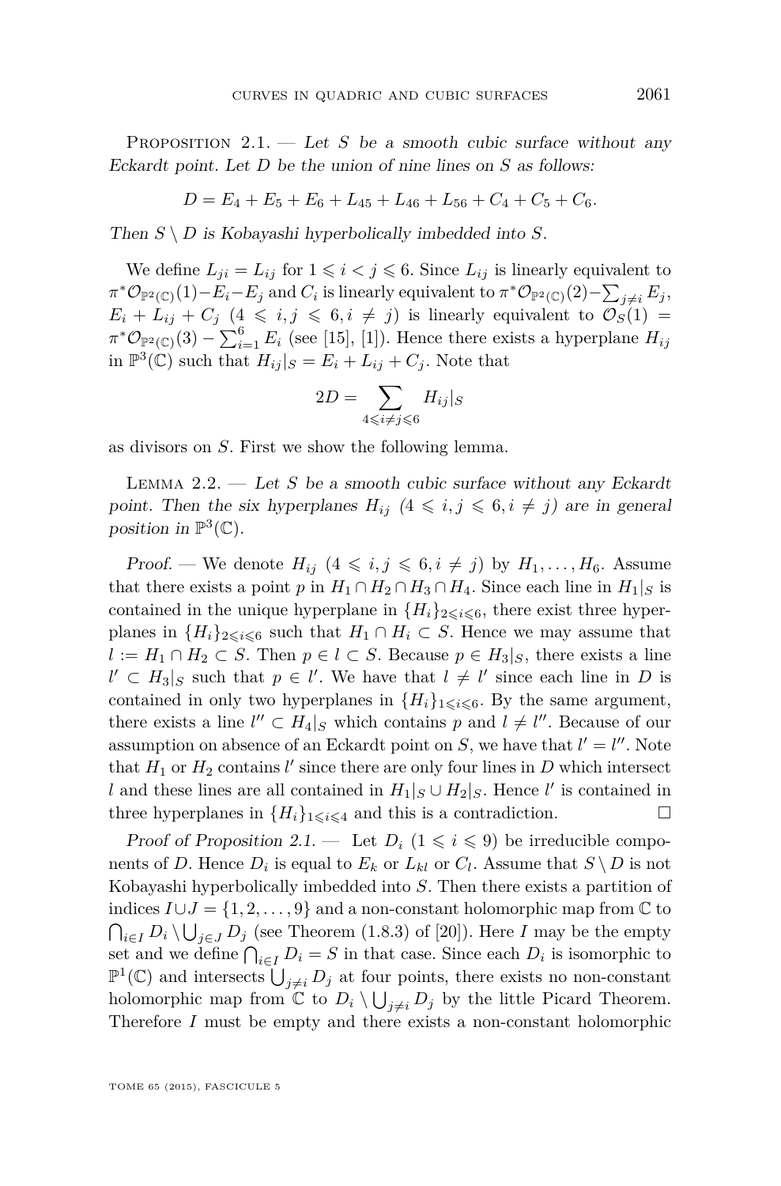Proposition 2.1. — *Let $S$ be a smooth cubic surface without any Eckardt point. Let $D$ be the union of nine lines on $S$ as follows:*

$$D = E_4 + E_5 + E_6 + L_{45} + L_{46} + L_{56} + C_4 + C_5 + C_6.$$

*Then $S \setminus D$ is Kobayashi hyperbolically imbedded into $S$.*

We define $L_{ji} = L_{ij}$ for $1 \leqslant i < j \leqslant 6$. Since $L_{ij}$ is linearly equivalent to $\pi^*\mathcal{O}_{\mathbb{P}^2(\mathbb{C})}(1) - E_i - E_j$ and $C_i$ is linearly equivalent to $\pi^*\mathcal{O}_{\mathbb{P}^2(\mathbb{C})}(2) - \sum_{j \neq i} E_j$, $E_i + L_{ij} + C_j$ $(4 \leqslant i, j \leqslant 6, i \neq j)$ is linearly equivalent to $\mathcal{O}_S(1) = \pi^*\mathcal{O}_{\mathbb{P}^2(\mathbb{C})}(3) - \sum_{i=1}^{6} E_i$ (see [15], [1]). Hence there exists a hyperplane $H_{ij}$ in $\mathbb{P}^3(\mathbb{C})$ such that $H_{ij}|_S = E_i + L_{ij} + C_j$. Note that

$$2D = \sum_{4 \leqslant i \neq j \leqslant 6} H_{ij}|_S$$

as divisors on $S$. First we show the following lemma.

Lemma 2.2. — *Let $S$ be a smooth cubic surface without any Eckardt point. Then the six hyperplanes $H_{ij}$ $(4 \leqslant i, j \leqslant 6, i \neq j)$ are in general position in $\mathbb{P}^3(\mathbb{C})$.*

*Proof.* — We denote $H_{ij}$ $(4 \leqslant i, j \leqslant 6, i \neq j)$ by $H_1, \dots, H_6$. Assume that there exists a point $p$ in $H_1 \cap H_2 \cap H_3 \cap H_4$. Since each line in $H_1|_S$ is contained in the unique hyperplane in $\{H_i\}_{2 \leqslant i \leqslant 6}$, there exist three hyperplanes in $\{H_i\}_{2 \leqslant i \leqslant 6}$ such that $H_1 \cap H_i \subset S$. Hence we may assume that $l := H_1 \cap H_2 \subset S$. Then $p \in l \subset S$. Because $p \in H_3|_S$, there exists a line $l' \subset H_3|_S$ such that $p \in l'$. We have that $l \neq l'$ since each line in $D$ is contained in only two hyperplanes in $\{H_i\}_{1 \leqslant i \leqslant 6}$. By the same argument, there exists a line $l'' \subset H_4|_S$ which contains $p$ and $l \neq l''$. Because of our assumption on absence of an Eckardt point on $S$, we have that $l' = l''$. Note that $H_1$ or $H_2$ contains $l'$ since there are only four lines in $D$ which intersect $l$ and these lines are all contained in $H_1|_S \cup H_2|_S$. Hence $l'$ is contained in three hyperplanes in $\{H_i\}_{1 \leqslant i \leqslant 4}$ and this is a contradiction. □

*Proof of Proposition 2.1.* — Let $D_i$ $(1 \leqslant i \leqslant 9)$ be irreducible components of $D$. Hence $D_i$ is equal to $E_k$ or $L_{kl}$ or $C_l$. Assume that $S \setminus D$ is not Kobayashi hyperbolically imbedded into $S$. Then there exists a partition of indices $I \cup J = \{1, 2, \dots, 9\}$ and a non-constant holomorphic map from $\mathbb{C}$ to $\bigcap_{i \in I} D_i \setminus \bigcup_{j \in J} D_j$ (see Theorem (1.8.3) of [20]). Here $I$ may be the empty set and we define $\bigcap_{i \in I} D_i = S$ in that case. Since each $D_i$ is isomorphic to $\mathbb{P}^1(\mathbb{C})$ and intersects $\bigcup_{j \neq i} D_j$ at four points, there exists no non-constant holomorphic map from $\mathbb{C}$ to $D_i \setminus \bigcup_{j \neq i} D_j$ by the little Picard Theorem. Therefore $I$ must be empty and there exists a non-constant holomorphic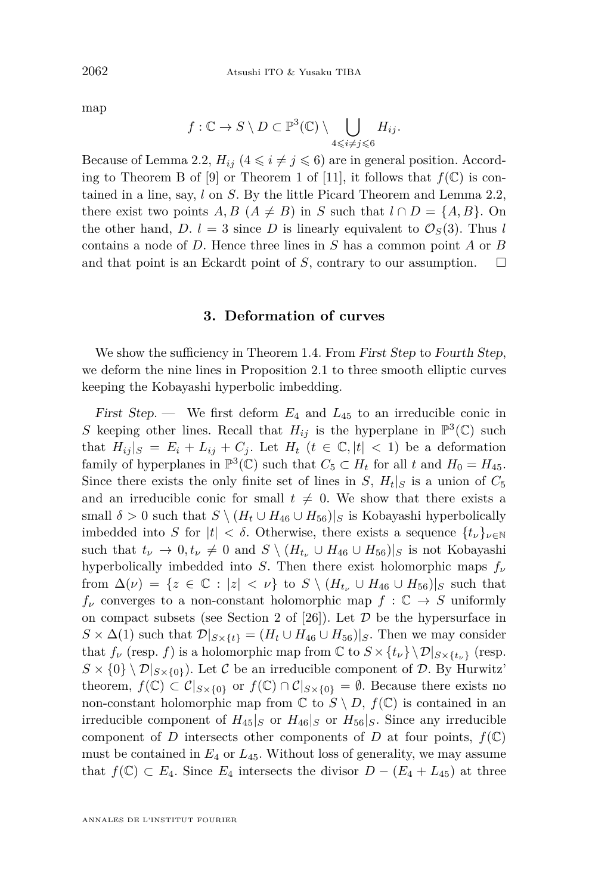map

$$f : \mathbb{C} \to S \setminus D \subset \mathbb{P}^3(\mathbb{C}) \setminus \bigcup_{4 \leqslant i \neq j \leqslant 6} H_{ij}.$$

Because of Lemma 2.2, $H_{ij}$ $(4 \leqslant i \neq j \leqslant 6)$ are in general position. According to Theorem B of [9] or Theorem 1 of [11], it follows that $f(\mathbb{C})$ is contained in a line, say, $l$ on $S$. By the little Picard Theorem and Lemma 2.2, there exist two points $A, B$ $(A \neq B)$ in $S$ such that $l \cap D = \{A, B\}$. On the other hand, $D.\, l = 3$ since $D$ is linearly equivalent to $\mathcal{O}_S(3)$. Thus $l$ contains a node of $D$. Hence three lines in $S$ has a common point $A$ or $B$ and that point is an Eckardt point of $S$, contrary to our assumption. $\square$

## 3. Deformation of curves

We show the sufficiency in Theorem 1.4. From *First Step* to *Fourth Step*, we deform the nine lines in Proposition 2.1 to three smooth elliptic curves keeping the Kobayashi hyperbolic imbedding.

*First Step.* — We first deform $E_4$ and $L_{45}$ to an irreducible conic in $S$ keeping other lines. Recall that $H_{ij}$ is the hyperplane in $\mathbb{P}^3(\mathbb{C})$ such that $H_{ij}|_S = E_i + L_{ij} + C_j$. Let $H_t$ $(t \in \mathbb{C}, |t| < 1)$ be a deformation family of hyperplanes in $\mathbb{P}^3(\mathbb{C})$ such that $C_5 \subset H_t$ for all $t$ and $H_0 = H_{45}$. Since there exists the only finite set of lines in $S$, $H_t|_S$ is a union of $C_5$ and an irreducible conic for small $t \neq 0$. We show that there exists a small $\delta > 0$ such that $S \setminus (H_t \cup H_{46} \cup H_{56})|_S$ is Kobayashi hyperbolically imbedded into $S$ for $|t| < \delta$. Otherwise, there exists a sequence $\{t_\nu\}_{\nu \in \mathbb{N}}$ such that $t_\nu \to 0, t_\nu \neq 0$ and $S \setminus (H_{t_\nu} \cup H_{46} \cup H_{56})|_S$ is not Kobayashi hyperbolically imbedded into $S$. Then there exist holomorphic maps $f_\nu$ from $\Delta(\nu) = \{z \in \mathbb{C} : |z| < \nu\}$ to $S \setminus (H_{t_\nu} \cup H_{46} \cup H_{56})|_S$ such that $f_\nu$ converges to a non-constant holomorphic map $f : \mathbb{C} \to S$ uniformly on compact subsets (see Section 2 of [26]). Let $\mathcal{D}$ be the hypersurface in $S \times \Delta(1)$ such that $\mathcal{D}|_{S \times \{t\}} = (H_t \cup H_{46} \cup H_{56})|_S$. Then we may consider that $f_\nu$ (resp. $f$) is a holomorphic map from $\mathbb{C}$ to $S \times \{t_\nu\} \setminus \mathcal{D}|_{S \times \{t_\nu\}}$ (resp. $S \times \{0\} \setminus \mathcal{D}|_{S \times \{0\}}$). Let $\mathcal{C}$ be an irreducible component of $\mathcal{D}$. By Hurwitz' theorem, $f(\mathbb{C}) \subset \mathcal{C}|_{S \times \{0\}}$ or $f(\mathbb{C}) \cap \mathcal{C}|_{S \times \{0\}} = \emptyset$. Because there exists no non-constant holomorphic map from $\mathbb{C}$ to $S \setminus D$, $f(\mathbb{C})$ is contained in an irreducible component of $H_{45}|_S$ or $H_{46}|_S$ or $H_{56}|_S$. Since any irreducible component of $D$ intersects other components of $D$ at four points, $f(\mathbb{C})$ must be contained in $E_4$ or $L_{45}$. Without loss of generality, we may assume that $f(\mathbb{C}) \subset E_4$. Since $E_4$ intersects the divisor $D - (E_4 + L_{45})$ at three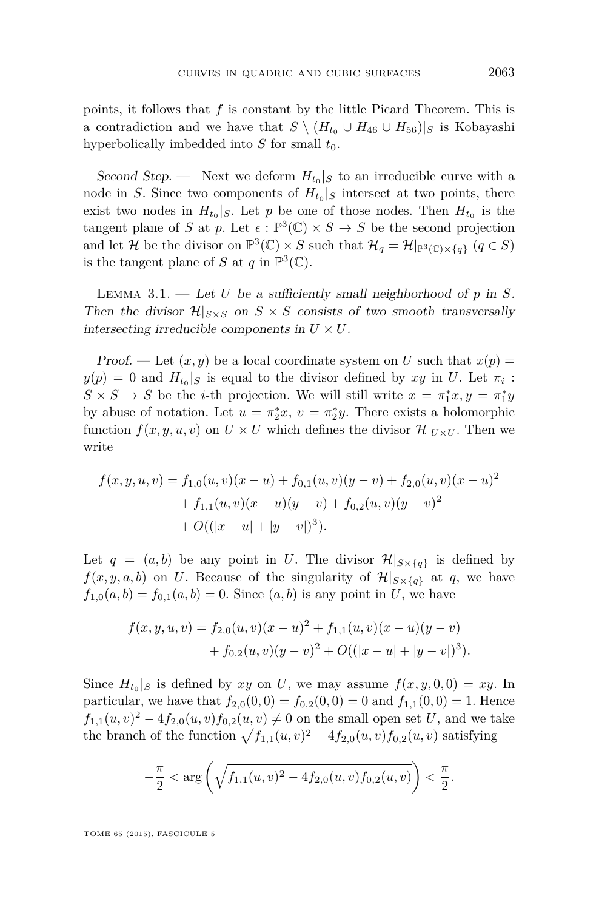points, it follows that $f$ is constant by the little Picard Theorem. This is a contradiction and we have that $S \setminus (H_{t_0} \cup H_{46} \cup H_{56})|_S$ is Kobayashi hyperbolically imbedded into $S$ for small $t_0$.

*Second Step.* — Next we deform $H_{t_0}|_S$ to an irreducible curve with a node in $S$. Since two components of $H_{t_0}|_S$ intersect at two points, there exist two nodes in $H_{t_0}|_S$. Let $p$ be one of those nodes. Then $H_{t_0}$ is the tangent plane of $S$ at $p$. Let $\epsilon : \mathbb{P}^3(\mathbb{C}) \times S \to S$ be the second projection and let $\mathcal{H}$ be the divisor on $\mathbb{P}^3(\mathbb{C}) \times S$ such that $\mathcal{H}_q = \mathcal{H}|_{\mathbb{P}^3(\mathbb{C}) \times \{q\}}$ $(q \in S)$ is the tangent plane of $S$ at $q$ in $\mathbb{P}^3(\mathbb{C})$.

Lemma 3.1. — *Let $U$ be a sufficiently small neighborhood of $p$ in $S$. Then the divisor $\mathcal{H}|_{S \times S}$ on $S \times S$ consists of two smooth transversally intersecting irreducible components in $U \times U$.*

*Proof.* — Let $(x, y)$ be a local coordinate system on $U$ such that $x(p) = y(p) = 0$ and $H_{t_0}|_S$ is equal to the divisor defined by $xy$ in $U$. Let $\pi_i : S \times S \to S$ be the $i$-th projection. We will still write $x = \pi_1^* x, y = \pi_1^* y$ by abuse of notation. Let $u = \pi_2^* x$, $v = \pi_2^* y$. There exists a holomorphic function $f(x, y, u, v)$ on $U \times U$ which defines the divisor $\mathcal{H}|_{U \times U}$. Then we write

$$
\begin{aligned}
f(x,y,u,v) = f_{1,0}(u,v)(x-u) &+ f_{0,1}(u,v)(y-v) + f_{2,0}(u,v)(x-u)^2 \\
&+ f_{1,1}(u,v)(x-u)(y-v) + f_{0,2}(u,v)(y-v)^2 \\
&+ O((|x-u| + |y-v|)^3).
\end{aligned}
$$

Let $q = (a, b)$ be any point in $U$. The divisor $\mathcal{H}|_{S \times \{q\}}$ is defined by $f(x, y, a, b)$ on $U$. Because of the singularity of $\mathcal{H}|_{S \times \{q\}}$ at $q$, we have $f_{1,0}(a, b) = f_{0,1}(a, b) = 0$. Since $(a, b)$ is any point in $U$, we have

$$
\begin{aligned}
f(x,y,u,v) = f_{2,0}(u,v)(x-u)^2 &+ f_{1,1}(u,v)(x-u)(y-v) \\
&+ f_{0,2}(u,v)(y-v)^2 + O((|x-u| + |y-v|)^3).
\end{aligned}
$$

Since $H_{t_0}|_S$ is defined by $xy$ on $U$, we may assume $f(x, y, 0, 0) = xy$. In particular, we have that $f_{2,0}(0, 0) = f_{0,2}(0, 0) = 0$ and $f_{1,1}(0, 0) = 1$. Hence $f_{1,1}(u, v)^2 - 4f_{2,0}(u, v)f_{0,2}(u, v) \neq 0$ on the small open set $U$, and we take the branch of the function $\sqrt{f_{1,1}(u, v)^2 - 4f_{2,0}(u, v)f_{0,2}(u, v)}$ satisfying

$$
-\frac{\pi}{2} < \arg\left(\sqrt{f_{1,1}(u,v)^2 - 4f_{2,0}(u,v)f_{0,2}(u,v)}\right) < \frac{\pi}{2}.
$$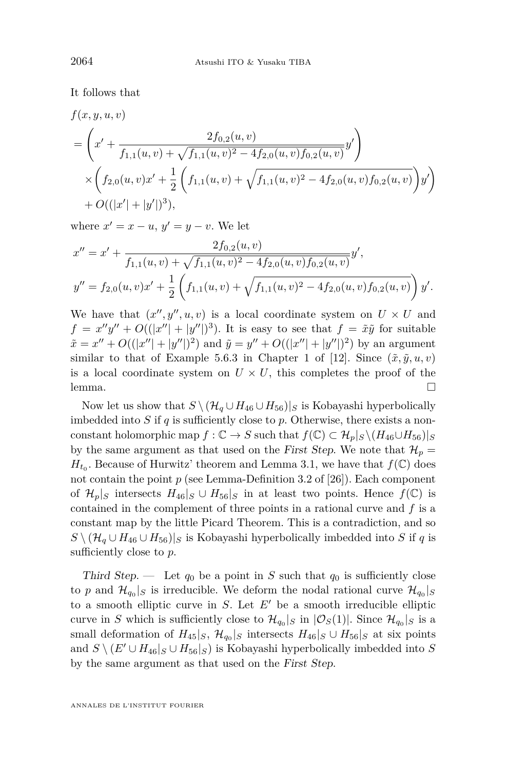It follows that

$$
\begin{aligned}
&f(x,y,u,v)\\
&=\left(x'+\frac{2f_{0,2}(u,v)}{f_{1,1}(u,v)+\sqrt{f_{1,1}(u,v)^2-4f_{2,0}(u,v)f_{0,2}(u,v)}}y'\right)\\
&\quad\times\left(f_{2,0}(u,v)x'+\frac{1}{2}\left(f_{1,1}(u,v)+\sqrt{f_{1,1}(u,v)^2-4f_{2,0}(u,v)f_{0,2}(u,v)}\right)y'\right)\\
&\quad+O((|x'|+|y'|)^3),
\end{aligned}
$$

where $x'=x-u$, $y'=y-v$. We let

$$
\begin{aligned}
x''&=x'+\frac{2f_{0,2}(u,v)}{f_{1,1}(u,v)+\sqrt{f_{1,1}(u,v)^2-4f_{2,0}(u,v)f_{0,2}(u,v)}}y',\\
y''&=f_{2,0}(u,v)x'+\frac{1}{2}\left(f_{1,1}(u,v)+\sqrt{f_{1,1}(u,v)^2-4f_{2,0}(u,v)f_{0,2}(u,v)}\right)y'.
\end{aligned}
$$

We have that $(x'',y'',u,v)$ is a local coordinate system on $U\times U$ and $f=x''y''+O((|x''|+|y''|)^3)$. It is easy to see that $f=\tilde{x}\tilde{y}$ for suitable $\tilde{x}=x''+O((|x''|+|y''|)^2)$ and $\tilde{y}=y''+O((|x''|+|y''|)^2)$ by an argument similar to that of Example 5.6.3 in Chapter 1 of [12]. Since $(\tilde{x},\tilde{y},u,v)$ is a local coordinate system on $U\times U$, this completes the proof of the lemma. □

Now let us show that $S\setminus(\mathcal{H}_q\cup H_{46}\cup H_{56})|_S$ is Kobayashi hyperbolically imbedded into $S$ if $q$ is sufficiently close to $p$. Otherwise, there exists a non-constant holomorphic map $f:\mathbb{C}\to S$ such that $f(\mathbb{C})\subset\mathcal{H}_p|_S\setminus(H_{46}\cup H_{56})|_S$ by the same argument as that used on the *First Step*. We note that $\mathcal{H}_p=H_{t_0}$. Because of Hurwitz' theorem and Lemma 3.1, we have that $f(\mathbb{C})$ does not contain the point $p$ (see Lemma-Definition 3.2 of [26]). Each component of $\mathcal{H}_p|_S$ intersects $H_{46}|_S\cup H_{56}|_S$ in at least two points. Hence $f(\mathbb{C})$ is contained in the complement of three points in a rational curve and $f$ is a constant map by the little Picard Theorem. This is a contradiction, and so $S\setminus(\mathcal{H}_q\cup H_{46}\cup H_{56})|_S$ is Kobayashi hyperbolically imbedded into $S$ if $q$ is sufficiently close to $p$.

*Third Step.* — Let $q_0$ be a point in $S$ such that $q_0$ is sufficiently close to $p$ and $\mathcal{H}_{q_0}|_S$ is irreducible. We deform the nodal rational curve $\mathcal{H}_{q_0}|_S$ to a smooth elliptic curve in $S$. Let $E'$ be a smooth irreducible elliptic curve in $S$ which is sufficiently close to $\mathcal{H}_{q_0}|_S$ in $|\mathcal{O}_S(1)|$. Since $\mathcal{H}_{q_0}|_S$ is a small deformation of $H_{45}|_S$, $\mathcal{H}_{q_0}|_S$ intersects $H_{46}|_S\cup H_{56}|_S$ at six points and $S\setminus(E'\cup H_{46}|_S\cup H_{56}|_S)$ is Kobayashi hyperbolically imbedded into $S$ by the same argument as that used on the *First Step*.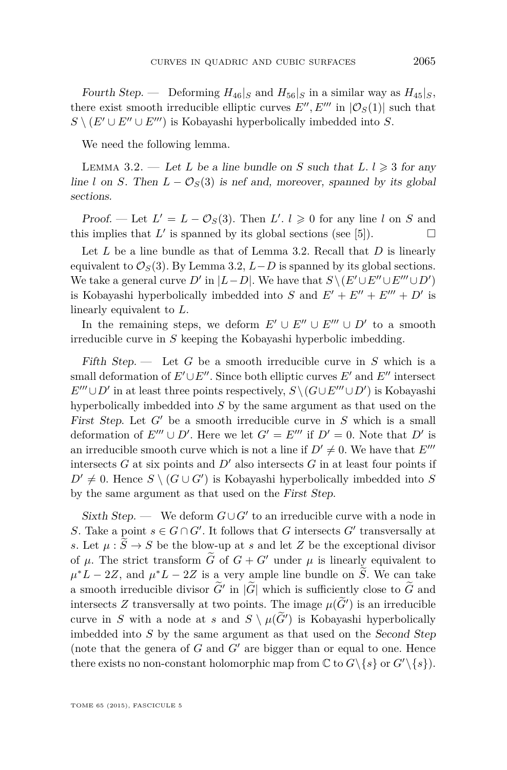*Fourth Step*. — Deforming $H_{46}|_S$ and $H_{56}|_S$ in a similar way as $H_{45}|_S$, there exist smooth irreducible elliptic curves $E'', E'''$ in $|\mathcal{O}_S(1)|$ such that $S \setminus (E' \cup E'' \cup E''')$ is Kobayashi hyperbolically imbedded into $S$.

We need the following lemma.

Lemma 3.2. — *Let $L$ be a line bundle on $S$ such that $L.\, l \geqslant 3$ for any line $l$ on $S$. Then $L - \mathcal{O}_S(3)$ is nef and, moreover, spanned by its global sections.*

*Proof*. — Let $L' = L - \mathcal{O}_S(3)$. Then $L'.\, l \geqslant 0$ for any line $l$ on $S$ and this implies that $L'$ is spanned by its global sections (see [5]). □

Let $L$ be a line bundle as that of Lemma 3.2. Recall that $D$ is linearly equivalent to $\mathcal{O}_S(3)$. By Lemma 3.2, $L-D$ is spanned by its global sections. We take a general curve $D'$ in $|L-D|$. We have that $S\setminus(E'\cup E''\cup E'''\cup D')$ is Kobayashi hyperbolically imbedded into $S$ and $E' + E'' + E''' + D'$ is linearly equivalent to $L$.

In the remaining steps, we deform $E' \cup E'' \cup E''' \cup D'$ to a smooth irreducible curve in $S$ keeping the Kobayashi hyperbolic imbedding.

*Fifth Step*. — Let $G$ be a smooth irreducible curve in $S$ which is a small deformation of $E'\cup E''$. Since both elliptic curves $E'$ and $E''$ intersect $E'''\cup D'$ in at least three points respectively, $S\setminus(G\cup E'''\cup D')$ is Kobayashi hyperbolically imbedded into $S$ by the same argument as that used on the *First Step*. Let $G'$ be a smooth irreducible curve in $S$ which is a small deformation of $E''' \cup D'$. Here we let $G' = E'''$ if $D' = 0$. Note that $D'$ is an irreducible smooth curve which is not a line if $D' \neq 0$. We have that $E'''$ intersects $G$ at six points and $D'$ also intersects $G$ in at least four points if $D' \neq 0$. Hence $S \setminus (G \cup G')$ is Kobayashi hyperbolically imbedded into $S$ by the same argument as that used on the *First Step*.

*Sixth Step*. — We deform $G\cup G'$ to an irreducible curve with a node in $S$. Take a point $s \in G \cap G'$. It follows that $G$ intersects $G'$ transversally at $s$. Let $\mu : \widetilde{S} \to S$ be the blow-up at $s$ and let $Z$ be the exceptional divisor of $\mu$. The strict transform $\widetilde{G}$ of $G + G'$ under $\mu$ is linearly equivalent to $\mu^*L - 2Z$, and $\mu^*L - 2Z$ is a very ample line bundle on $\widetilde{S}$. We can take a smooth irreducible divisor $\widetilde{G}'$ in $|\widetilde{G}|$ which is sufficiently close to $\widetilde{G}$ and intersects $Z$ transversally at two points. The image $\mu(\widetilde{G}')$ is an irreducible curve in $S$ with a node at $s$ and $S \setminus \mu(\widetilde{G}')$ is Kobayashi hyperbolically imbedded into $S$ by the same argument as that used on the *Second Step* (note that the genera of $G$ and $G'$ are bigger than or equal to one. Hence there exists no non-constant holomorphic map from $\mathbb{C}$ to $G\setminus\{s\}$ or $G'\setminus\{s\}$).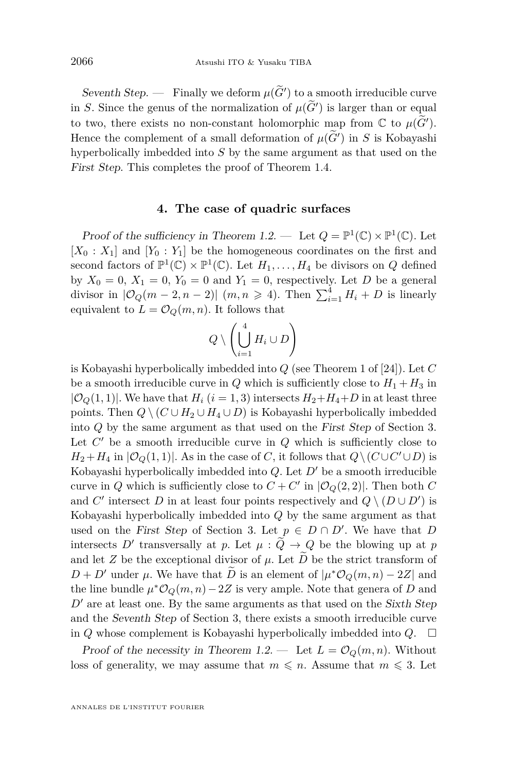*Seventh Step.* — Finally we deform $\mu(\widetilde{G}')$ to a smooth irreducible curve in $S$. Since the genus of the normalization of $\mu(\widetilde{G}')$ is larger than or equal to two, there exists no non-constant holomorphic map from $\mathbb{C}$ to $\mu(\widetilde{G}')$. Hence the complement of a small deformation of $\mu(\widetilde{G}')$ in $S$ is Kobayashi hyperbolically imbedded into $S$ by the same argument as that used on the *First Step*. This completes the proof of Theorem 1.4.

## 4. The case of quadric surfaces

*Proof of the sufficiency in Theorem 1.2.* — Let $Q = \mathbb{P}^1(\mathbb{C}) \times \mathbb{P}^1(\mathbb{C})$. Let $[X_0 : X_1]$ and $[Y_0 : Y_1]$ be the homogeneous coordinates on the first and second factors of $\mathbb{P}^1(\mathbb{C}) \times \mathbb{P}^1(\mathbb{C})$. Let $H_1, \ldots, H_4$ be divisors on $Q$ defined by $X_0 = 0$, $X_1 = 0$, $Y_0 = 0$ and $Y_1 = 0$, respectively. Let $D$ be a general divisor in $|\mathcal{O}_Q(m-2, n-2)|$ $(m, n \geqslant 4)$. Then $\sum_{i=1}^4 H_i + D$ is linearly equivalent to $L = \mathcal{O}_Q(m, n)$. It follows that

$$Q \setminus \left( \bigcup_{i=1}^4 H_i \cup D \right)$$

is Kobayashi hyperbolically imbedded into $Q$ (see Theorem 1 of [24]). Let $C$ be a smooth irreducible curve in $Q$ which is sufficiently close to $H_1 + H_3$ in $|\mathcal{O}_Q(1,1)|$. We have that $H_i$ $(i = 1, 3)$ intersects $H_2 + H_4 + D$ in at least three points. Then $Q \setminus (C \cup H_2 \cup H_4 \cup D)$ is Kobayashi hyperbolically imbedded into $Q$ by the same argument as that used on the *First Step* of Section 3. Let $C'$ be a smooth irreducible curve in $Q$ which is sufficiently close to $H_2 + H_4$ in $|\mathcal{O}_Q(1,1)|$. As in the case of $C$, it follows that $Q \setminus (C \cup C' \cup D)$ is Kobayashi hyperbolically imbedded into $Q$. Let $D'$ be a smooth irreducible curve in $Q$ which is sufficiently close to $C + C'$ in $|\mathcal{O}_Q(2,2)|$. Then both $C$ and $C'$ intersect $D$ in at least four points respectively and $Q \setminus (D \cup D')$ is Kobayashi hyperbolically imbedded into $Q$ by the same argument as that used on the *First Step* of Section 3. Let $p \in D \cap D'$. We have that $D$ intersects $D'$ transversally at $p$. Let $\mu : \widetilde{Q} \to Q$ be the blowing up at $p$ and let $Z$ be the exceptional divisor of $\mu$. Let $\widetilde{D}$ be the strict transform of $D + D'$ under $\mu$. We have that $\widetilde{D}$ is an element of $|\mu^* \mathcal{O}_Q(m,n) - 2Z|$ and the line bundle $\mu^* \mathcal{O}_Q(m,n) - 2Z$ is very ample. Note that genera of $D$ and $D'$ are at least one. By the same arguments as that used on the *Sixth Step* and the *Seventh Step* of Section 3, there exists a smooth irreducible curve in $Q$ whose complement is Kobayashi hyperbolically imbedded into $Q$. $\square$

*Proof of the necessity in Theorem 1.2.* — Let $L = \mathcal{O}_Q(m,n)$. Without loss of generality, we may assume that $m \leqslant n$. Assume that $m \leqslant 3$. Let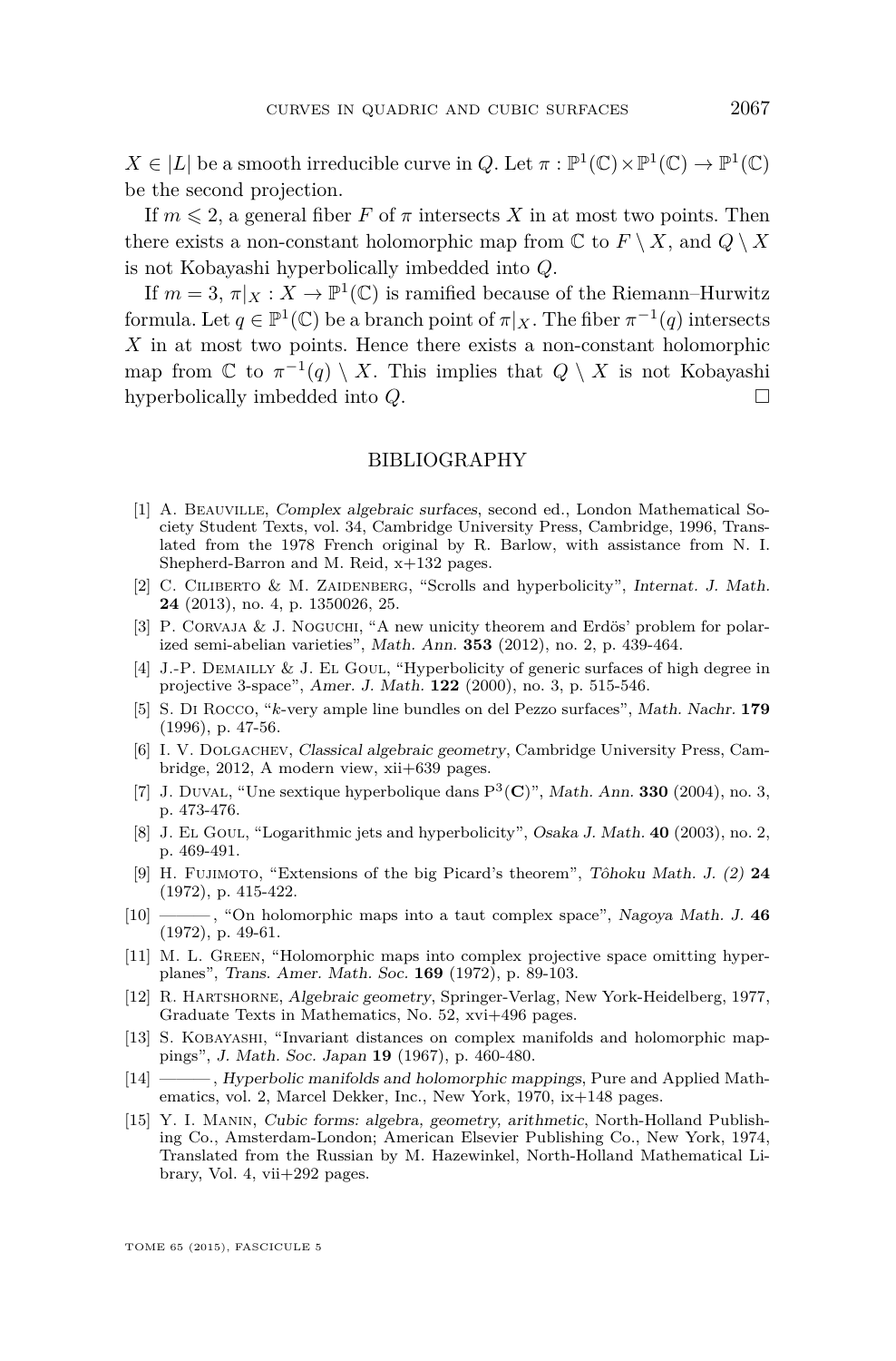$X \in |L|$ be a smooth irreducible curve in $Q$. Let $\pi : \mathbb{P}^1(\mathbb{C}) \times \mathbb{P}^1(\mathbb{C}) \to \mathbb{P}^1(\mathbb{C})$ be the second projection.

If $m \leqslant 2$, a general fiber $F$ of $\pi$ intersects $X$ in at most two points. Then there exists a non-constant holomorphic map from $\mathbb{C}$ to $F \setminus X$, and $Q \setminus X$ is not Kobayashi hyperbolically imbedded into $Q$.

If $m = 3$, $\pi|_X : X \to \mathbb{P}^1(\mathbb{C})$ is ramified because of the Riemann–Hurwitz formula. Let $q \in \mathbb{P}^1(\mathbb{C})$ be a branch point of $\pi|_X$. The fiber $\pi^{-1}(q)$ intersects $X$ in at most two points. Hence there exists a non-constant holomorphic map from $\mathbb{C}$ to $\pi^{-1}(q) \setminus X$. This implies that $Q \setminus X$ is not Kobayashi hyperbolically imbedded into $Q$. □

## BIBLIOGRAPHY

[1] A. Beauville, *Complex algebraic surfaces*, second ed., London Mathematical Society Student Texts, vol. 34, Cambridge University Press, Cambridge, 1996, Translated from the 1978 French original by R. Barlow, with assistance from N. I. Shepherd-Barron and M. Reid, x+132 pages.

[2] C. Ciliberto & M. Zaidenberg, "Scrolls and hyperbolicity", *Internat. J. Math.* **24** (2013), no. 4, p. 1350026, 25.

[3] P. Corvaja & J. Noguchi, "A new unicity theorem and Erdös' problem for polarized semi-abelian varieties", *Math. Ann.* **353** (2012), no. 2, p. 439-464.

[4] J.-P. Demailly & J. El Goul, "Hyperbolicity of generic surfaces of high degree in projective 3-space", *Amer. J. Math.* **122** (2000), no. 3, p. 515-546.

[5] S. Di Rocco, "$k$-very ample line bundles on del Pezzo surfaces", *Math. Nachr.* **179** (1996), p. 47-56.

[6] I. V. Dolgachev, *Classical algebraic geometry*, Cambridge University Press, Cambridge, 2012, A modern view, xii+639 pages.

[7] J. Duval, "Une sextique hyperbolique dans $\mathrm{P}^3(\mathbf{C})$", *Math. Ann.* **330** (2004), no. 3, p. 473-476.

[8] J. El Goul, "Logarithmic jets and hyperbolicity", *Osaka J. Math.* **40** (2003), no. 2, p. 469-491.

[9] H. Fujimoto, "Extensions of the big Picard's theorem", *Tôhoku Math. J. (2)* **24** (1972), p. 415-422.

[10] ———, "On holomorphic maps into a taut complex space", *Nagoya Math. J.* **46** (1972), p. 49-61.

[11] M. L. Green, "Holomorphic maps into complex projective space omitting hyperplanes", *Trans. Amer. Math. Soc.* **169** (1972), p. 89-103.

[12] R. Hartshorne, *Algebraic geometry*, Springer-Verlag, New York-Heidelberg, 1977, Graduate Texts in Mathematics, No. 52, xvi+496 pages.

[13] S. Kobayashi, "Invariant distances on complex manifolds and holomorphic mappings", *J. Math. Soc. Japan* **19** (1967), p. 460-480.

[14] ———, *Hyperbolic manifolds and holomorphic mappings*, Pure and Applied Mathematics, vol. 2, Marcel Dekker, Inc., New York, 1970, ix+148 pages.

[15] Y. I. Manin, *Cubic forms: algebra, geometry, arithmetic*, North-Holland Publishing Co., Amsterdam-London; American Elsevier Publishing Co., New York, 1974, Translated from the Russian by M. Hazewinkel, North-Holland Mathematical Library, Vol. 4, vii+292 pages.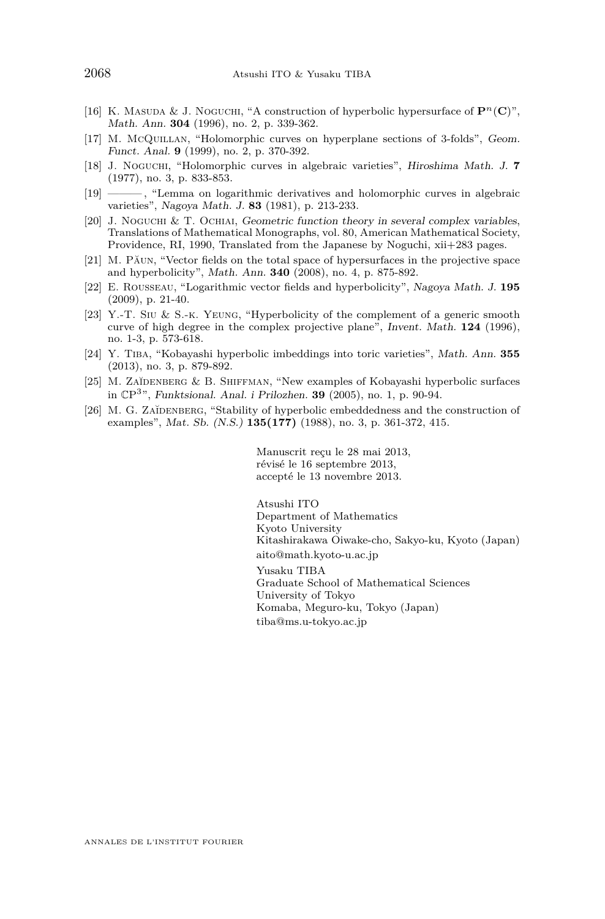[16] K. Masuda & J. Noguchi, "A construction of hyperbolic hypersurface of $\mathbf{P}^n(\mathbf{C})$", *Math. Ann.* **304** (1996), no. 2, p. 339-362.

[17] M. McQuillan, "Holomorphic curves on hyperplane sections of 3-folds", *Geom. Funct. Anal.* **9** (1999), no. 2, p. 370-392.

[18] J. Noguchi, "Holomorphic curves in algebraic varieties", *Hiroshima Math. J.* **7** (1977), no. 3, p. 833-853.

[19] ———, "Lemma on logarithmic derivatives and holomorphic curves in algebraic varieties", *Nagoya Math. J.* **83** (1981), p. 213-233.

[20] J. Noguchi & T. Ochiai, *Geometric function theory in several complex variables*, Translations of Mathematical Monographs, vol. 80, American Mathematical Society, Providence, RI, 1990, Translated from the Japanese by Noguchi, xii+283 pages.

[21] M. Păun, "Vector fields on the total space of hypersurfaces in the projective space and hyperbolicity", *Math. Ann.* **340** (2008), no. 4, p. 875-892.

[22] E. Rousseau, "Logarithmic vector fields and hyperbolicity", *Nagoya Math. J.* **195** (2009), p. 21-40.

[23] Y.-T. Siu & S.-k. Yeung, "Hyperbolicity of the complement of a generic smooth curve of high degree in the complex projective plane", *Invent. Math.* **124** (1996), no. 1-3, p. 573-618.

[24] Y. Tiba, "Kobayashi hyperbolic imbeddings into toric varieties", *Math. Ann.* **355** (2013), no. 3, p. 879-892.

[25] M. Zaĭdenberg & B. Shiffman, "New examples of Kobayashi hyperbolic surfaces in $\mathbb{C}\mathrm{P}^3$", *Funktsional. Anal. i Prilozhen.* **39** (2005), no. 1, p. 90-94.

[26] M. G. Zaĭdenberg, "Stability of hyperbolic embeddedness and the construction of examples", *Mat. Sb. (N.S.)* **135(177)** (1988), no. 3, p. 361-372, 415.

Manuscrit reçu le 28 mai 2013,
révisé le 16 septembre 2013,
accepté le 13 novembre 2013.

Atsushi ITO
Department of Mathematics
Kyoto University
Kitashirakawa Oiwake-cho, Sakyo-ku, Kyoto (Japan)
aito@math.kyoto-u.ac.jp

Yusaku TIBA
Graduate School of Mathematical Sciences
University of Tokyo
Komaba, Meguro-ku, Tokyo (Japan)
tiba@ms.u-tokyo.ac.jp